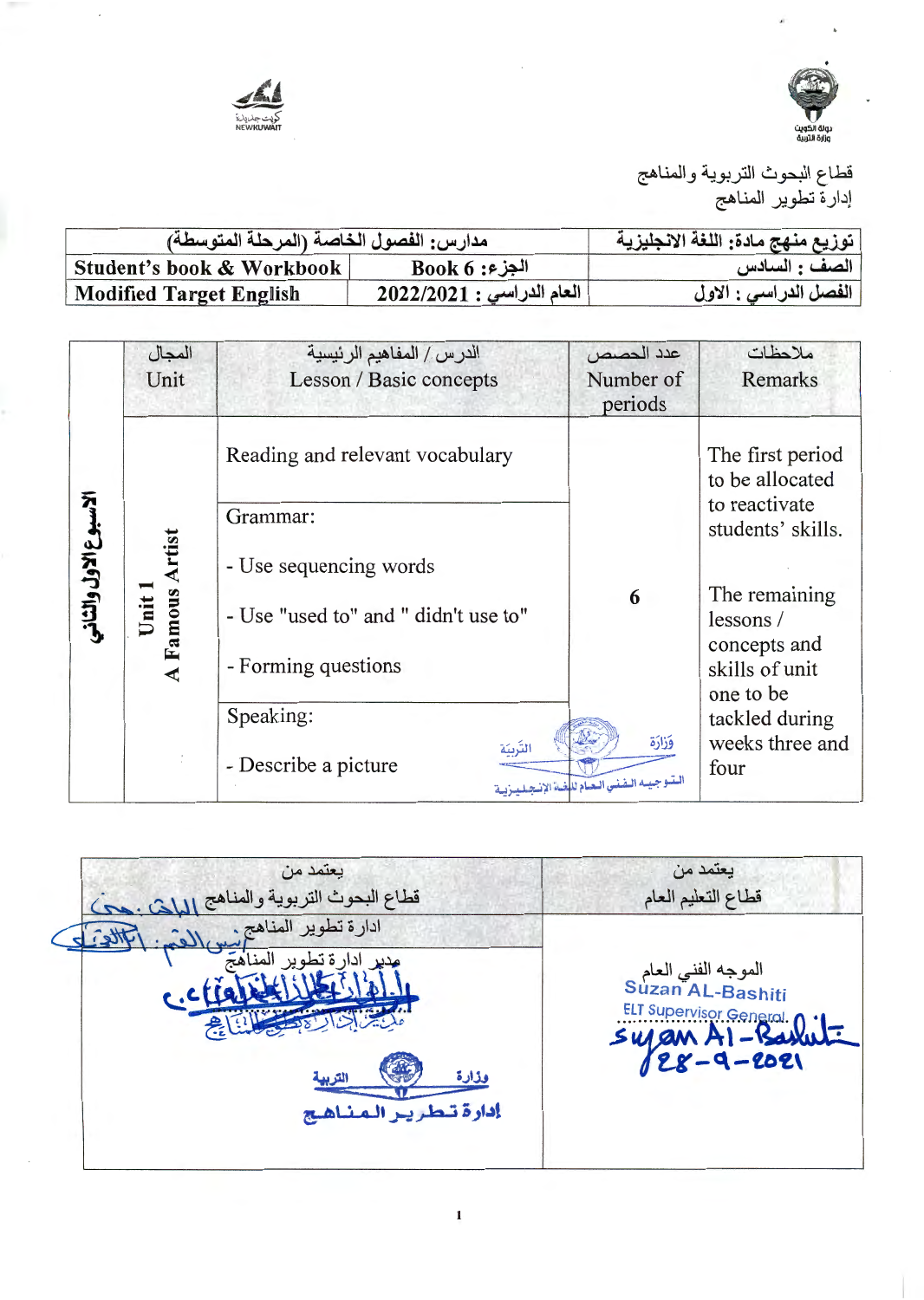قطاع البحوث التربوية والمناهج
إدارة تطوير المناهج

| توزيع منهج مادة: اللغة الانجليزية | مدارس: الفصول الخاصة (المرحلة المتوسطة) | |
|---|---|---|
| الصف : السادس | الجزء: Book 6 | Student's book & Workbook |
| الفصل الدراسي : الاول | العام الدراسي : 2022/2021 | Modified Target English |

| | المجال Unit | الدرس / المفاهيم الرئيسية Lesson / Basic concepts | عدد الحصص Number of periods | ملاحظات Remarks |
|---|---|---|---|---|
| الأسبوع الاول والثاني | Unit 1 A Famous Artist | Reading and relevant vocabulary<br>Grammar:<br>- Use sequencing words<br>- Use "used to" and " didn't use to"<br>- Forming questions<br>Speaking:<br>- Describe a picture | 6 | The first period to be allocated to reactivate students' skills.<br>The remaining lessons / concepts and skills of unit one to be tackled during weeks three and four |

| يعتمد من قطاع البحوث التربوية والمناهج | يعتمد من قطاع التعليم العام |
|---|---|
| ادارة تطوير المناهج<br>مدير ادارة تطوير المناهج | الموجه الفني العام<br>Suzan AL-Bashiti<br>ELT Supervisor General<br>Suzan Al-Bashiti<br>28-9-2021 |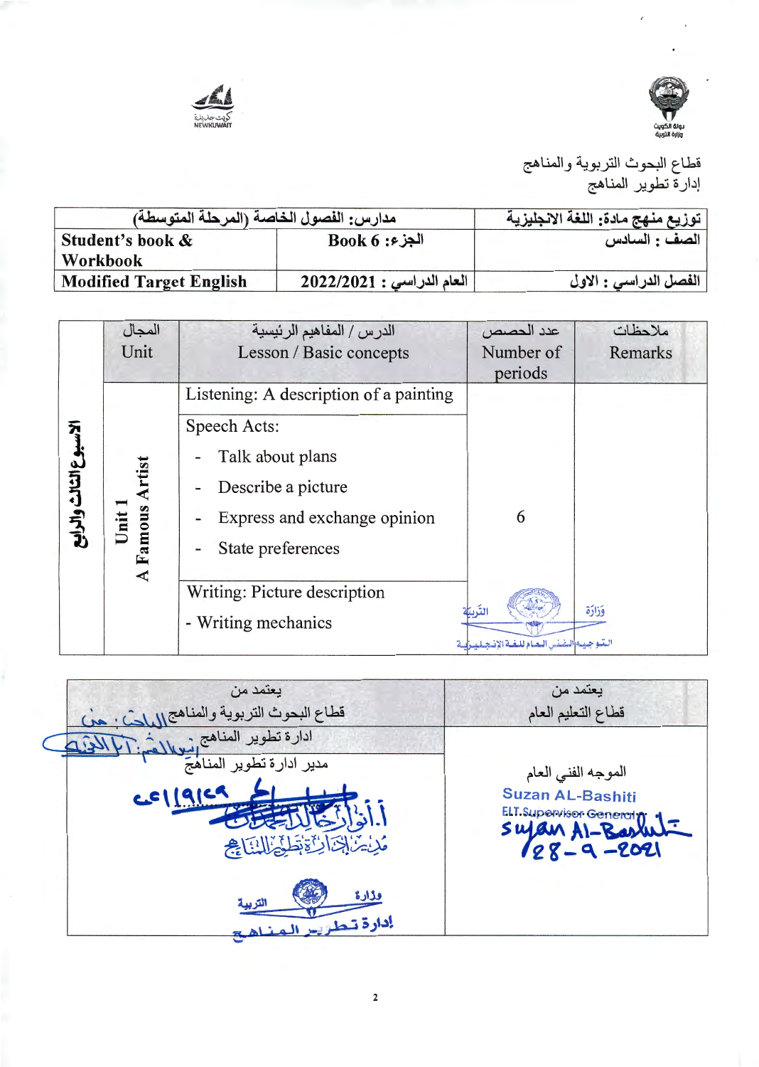دولة الكويت
وزارة التربية

كويت جديدة
NEWKUWAIT

قطاع البحوث التربوية والمناهج
إدارة تطوير المناهج

| مدارس: الفصول الخاصة (المرحلة المتوسطة) | | توزيع منهج مادة: اللغة الانجليزية |
|---|---|---|
| Student's book & Workbook | الجزء: Book 6 | الصف : السادس |
| Modified Target English | العام الدراسي : 2022/2021 | الفصل الدراسي : الاول |

| | المجال Unit | الدرس / المفاهيم الرئيسية Lesson / Basic concepts | عدد الحصص Number of periods | ملاحظات Remarks |
|---|---|---|---|---|
| الاسبوع الثالث والرابع | Unit 1 A Famous Artist | Listening: A description of a painting | 6 | |
| | | Speech Acts: - Talk about plans - Describe a picture - Express and exchange opinion - State preferences | | |
| | | Writing: Picture description - Writing mechanics | | |

| يعتمد من قطاع البحوث التربوية والمناهج | يعتمد من قطاع التعليم العام |
|---|---|
| ادارة تطوير المناهج | |
| مدير ادارة تطوير المناهج | الموجه الفني العام |
| أ.أنوار خالد الجاسر | Suzan AL-Bashiti |
| مدير إدارة تطوير المناهج | ELT.Supervisor General |
| 2021/9/29 | 28-9-2021 |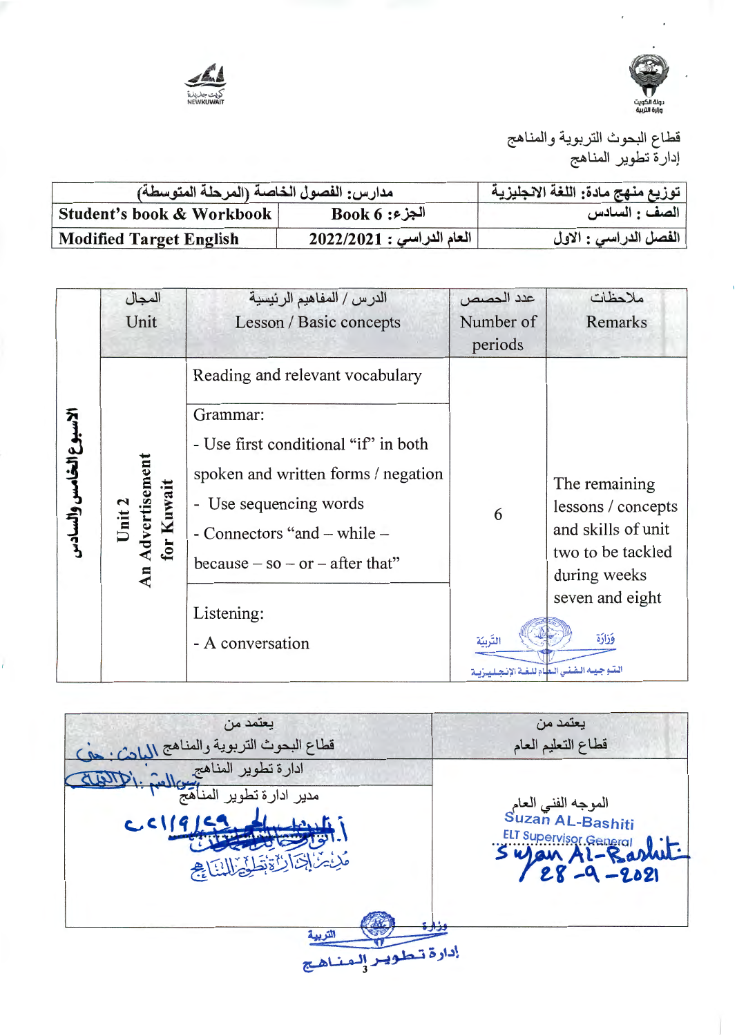قطاع البحوث التربوية والمناهج
إدارة تطوير المناهج

| توزيع منهج مادة: اللغة الانجليزية | مدارس: الفصول الخاصة (المرحلة المتوسطة) | |
|---|---|---|
| الصف : السادس | Book 6 :الجزء | Student's book & Workbook |
| الفصل الدراسي : الاول | العام الدراسي : 2022/2021 | Modified Target English |

| | المجال Unit | الدرس / المفاهيم الرئيسية Lesson / Basic concepts | عدد الحصص Number of periods | ملاحظات Remarks |
|---|---|---|---|---|
| الاسبوع الخامس والسادس | Unit 2 An Advertisement for Kuwait | Reading and relevant vocabulary<br>Grammar:<br>- Use first conditional "if" in both spoken and written forms / negation<br>- Use sequencing words<br>- Connectors "and – while – because – so – or – after that"<br>Listening:<br>- A conversation | 6 | The remaining lessons / concepts and skills of unit two to be tackled during weeks seven and eight |

| يعتمد من قطاع التعليم العام | يعتمد من قطاع البحوث التربوية والمناهج |
|---|---|
| | ادارة تطوير المناهج |
| الموجه الفني العام<br>Suzan AL-Bashiti<br>ELT Supervisor General<br>Suzan Al-Bashiti<br>28-9-2021 | مدير ادارة تطوير المناهج |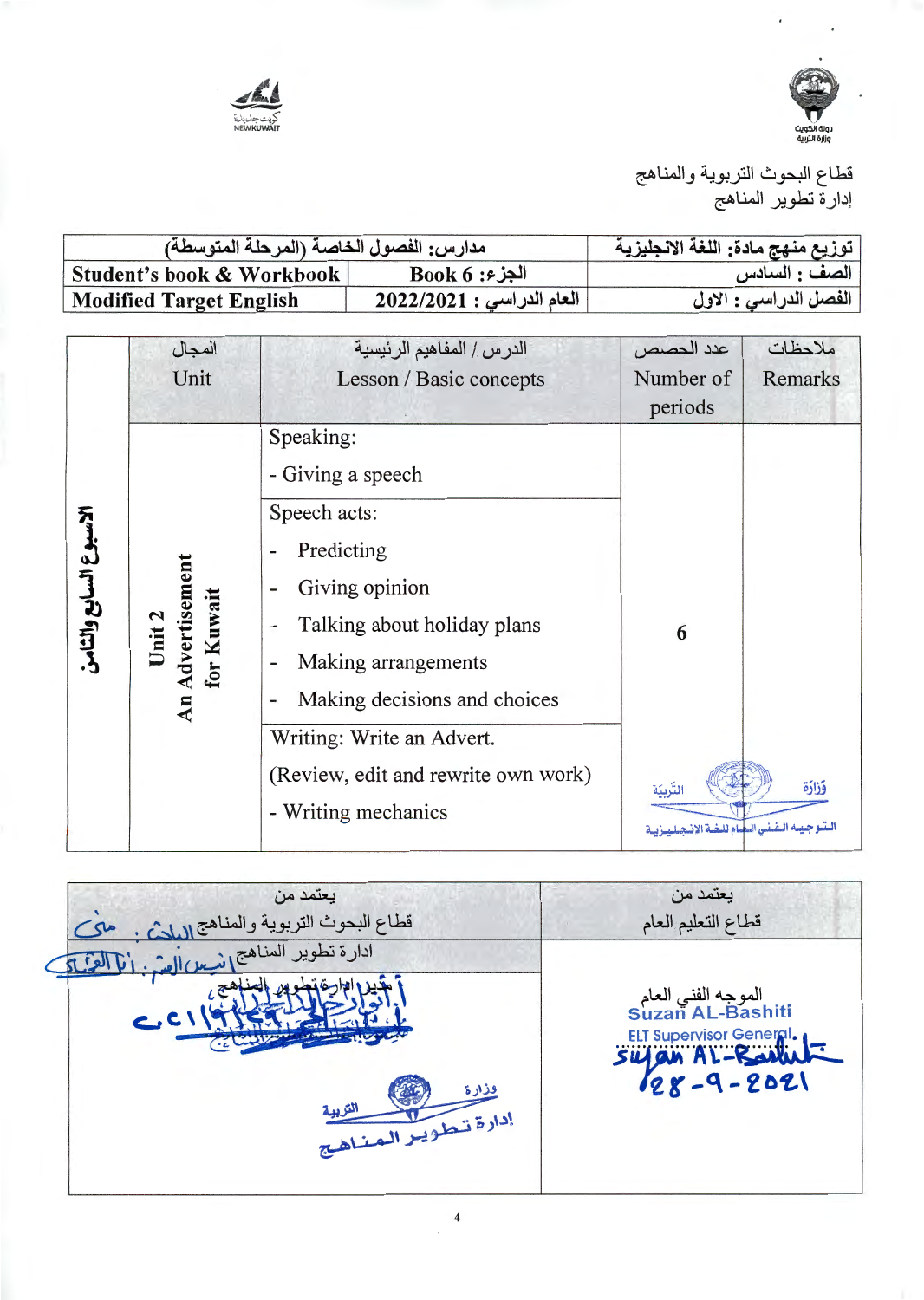قطاع البحوث التربوية والمناهج
إدارة تطوير المناهج

| توزيع منهج مادة: اللغة الانجليزية | مدارس: الفصول الخاصة (المرحلة المتوسطة) | |
|---|---|---|
| الصف : السادس | الجزء: Book 6 | Student's book & Workbook |
| الفصل الدراسي : الاول | العام الدراسي : 2022/2021 | Modified Target English |

| | المجال Unit | الدرس / المفاهيم الرئيسية Lesson / Basic concepts | عدد الحصص Number of periods | ملاحظات Remarks |
|---|---|---|---|---|
| الاسبوع السابع والثامن | Unit 2 An Advertisement for Kuwait | Speaking: - Giving a speech<br>Speech acts: - Predicting - Giving opinion - Talking about holiday plans - Making arrangements - Making decisions and choices<br>Writing: Write an Advert. (Review, edit and rewrite own work) - Writing mechanics | 6 | وزارة التربية التوجيه الفني العام للغة الإنجليزية |

| يعتمد من قطاع البحوث التربوية والمناهج ادارة تطوير المناهج | يعتمد من قطاع التعليم العام |
|---|---|
| الباحث : منى<br>رئيس القسم : انا الغافل<br>مدير إدارة تطوير المناهج<br>وزارة التربية إدارة تطوير المناهج | الموجه الفني العام<br>Suzan AL-Bashiti<br>ELT Supervisor General<br>Suzan AL-Bashiti<br>28-9-2021 |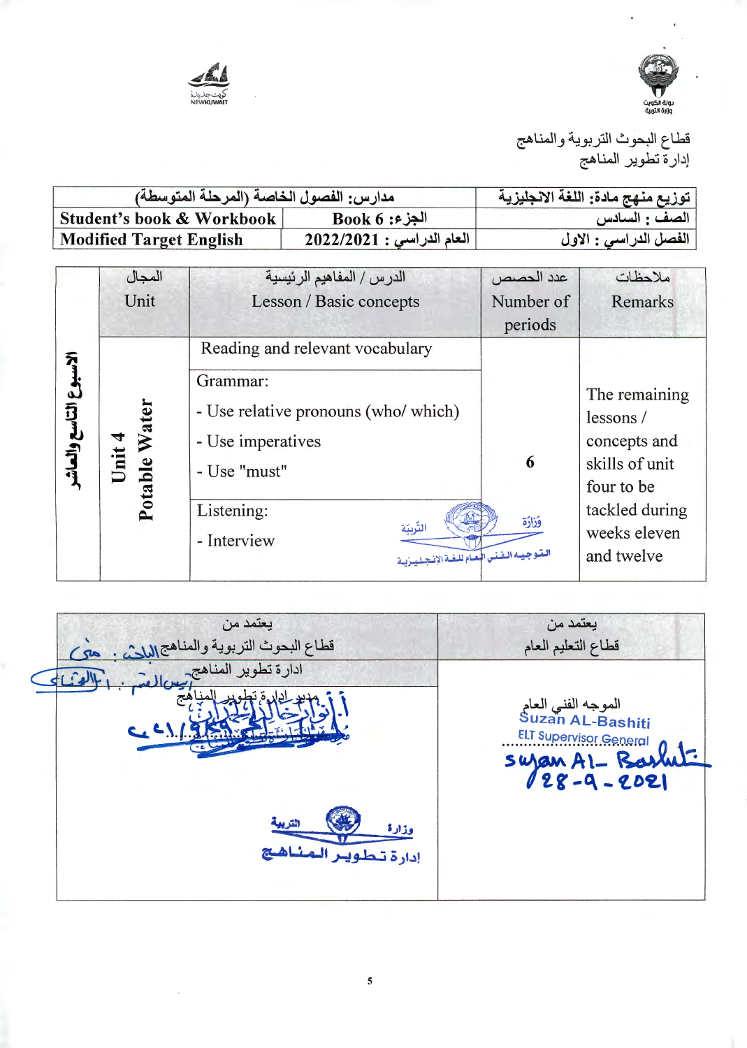قطاع البحوث التربوية والمناهج
إدارة تطوير المناهج

| توزيع منهج مادة: اللغة الانجليزية | مدارس: الفصول الخاصة (المرحلة المتوسطة) | |
|---|---|---|
| الصف : السادس | الجزء: Book 6 | Student's book & Workbook |
| الفصل الدراسي : الاول | العام الدراسي : 2022/2021 | Modified Target English |

| ملاحظات Remarks | عدد الحصص Number of periods | الدرس / المفاهيم الرئيسية Lesson / Basic concepts | المجال Unit | |
|---|---|---|---|---|
| The remaining lessons / concepts and skills of unit four to be tackled during weeks eleven and twelve | 6 | Reading and relevant vocabulary<br>Grammar:<br>- Use relative pronouns (who/ which)<br>- Use imperatives<br>- Use "must"<br>Listening:<br>- Interview | Unit 4 Potable Water | الاسبوع التاسع والعاشر |

| يعتمد من قطاع التعليم العام | يعتمد من قطاع البحوث التربوية والمناهج |
|---|---|
| | ادارة تطوير المناهج |
| الموجه الفني العام<br>Suzan AL-Bashiti<br>ELT Supervisor General<br>Suzan Al-Bashiti<br>28-9-2021 | مدير إدارة تطوير المناهج |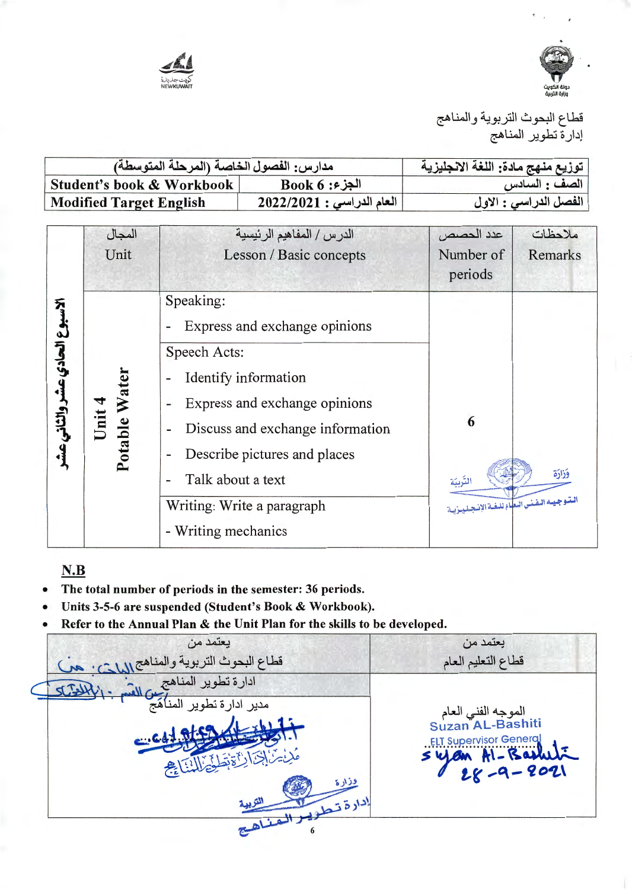قطاع البحوث التربوية والمناهج
إدارة تطوير المناهج

| توزيع منهج مادة: اللغة الانجليزية | مدارس: الفصول الخاصة (المرحلة المتوسطة) | |
|---|---|---|
| الصف : السادس | الجزء: Book 6 | Student's book & Workbook |
| الفصل الدراسي : الاول | العام الدراسي : 2022/2021 | Modified Target English |

| | المجال Unit | الدرس / المفاهيم الرئيسية Lesson / Basic concepts | عدد الحصص Number of periods | ملاحظات Remarks |
|---|---|---|---|---|
| الاسبوع الحادي عشر والثاني عشر | Unit 4 Potable Water | Speaking:<br>- Express and exchange opinions<br>Speech Acts:<br>- Identify information<br>- Express and exchange opinions<br>- Discuss and exchange information<br>- Describe pictures and places<br>- Talk about a text<br>Writing: Write a paragraph<br>- Writing mechanics | 6 | |

**N.B**

- **The total number of periods in the semester: 36 periods.**
- **Units 3-5-6 are suspended (Student's Book & Workbook).**
- **Refer to the Annual Plan & the Unit Plan for the skills to be developed.**

| يعتمد من قطاع البحوث التربوية والمناهج | يعتمد من قطاع التعليم العام |
|---|---|
| ادارة تطوير المناهج | |
| مدير ادارة تطوير المناهج | الموجه الفني العام<br>Suzan AL-Bashiti<br>ELT Supervisor General<br>28-9-2021 |